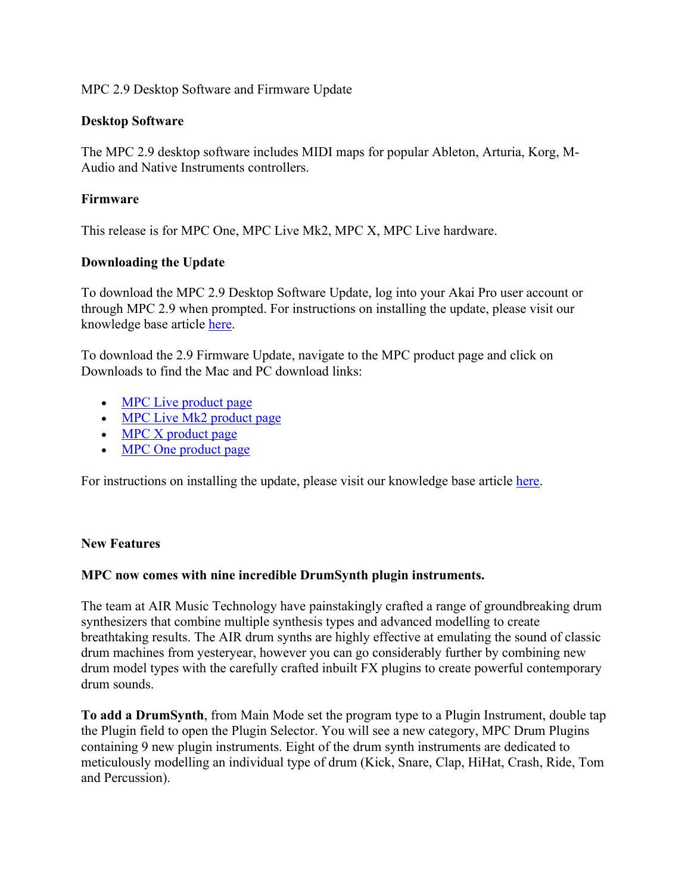MPC 2.9 Desktop Software and Firmware Update

**Desktop Software**

The MPC 2.9 desktop software includes MIDI maps for popular Ableton, Arturia, Korg, M-Audio and Native Instruments controllers.

**Firmware**

This release is for MPC One, MPC Live Mk2, MPC X, MPC Live hardware.

**Downloading the Update**

To download the MPC 2.9 Desktop Software Update, log into your Akai Pro user account or through MPC 2.9 when prompted. For instructions on installing the update, please visit our knowledge base article here.

To download the 2.9 Firmware Update, navigate to the MPC product page and click on Downloads to find the Mac and PC download links:

- MPC Live product page
- MPC Live Mk2 product page
- MPC X product page
- MPC One product page

For instructions on installing the update, please visit our knowledge base article here.

**New Features**

**MPC now comes with nine incredible DrumSynth plugin instruments.**

The team at AIR Music Technology have painstakingly crafted a range of groundbreaking drum synthesizers that combine multiple synthesis types and advanced modelling to create breathtaking results. The AIR drum synths are highly effective at emulating the sound of classic drum machines from yesteryear, however you can go considerably further by combining new drum model types with the carefully crafted inbuilt FX plugins to create powerful contemporary drum sounds.

**To add a DrumSynth**, from Main Mode set the program type to a Plugin Instrument, double tap the Plugin field to open the Plugin Selector. You will see a new category, MPC Drum Plugins containing 9 new plugin instruments. Eight of the drum synth instruments are dedicated to meticulously modelling an individual type of drum (Kick, Snare, Clap, HiHat, Crash, Ride, Tom and Percussion).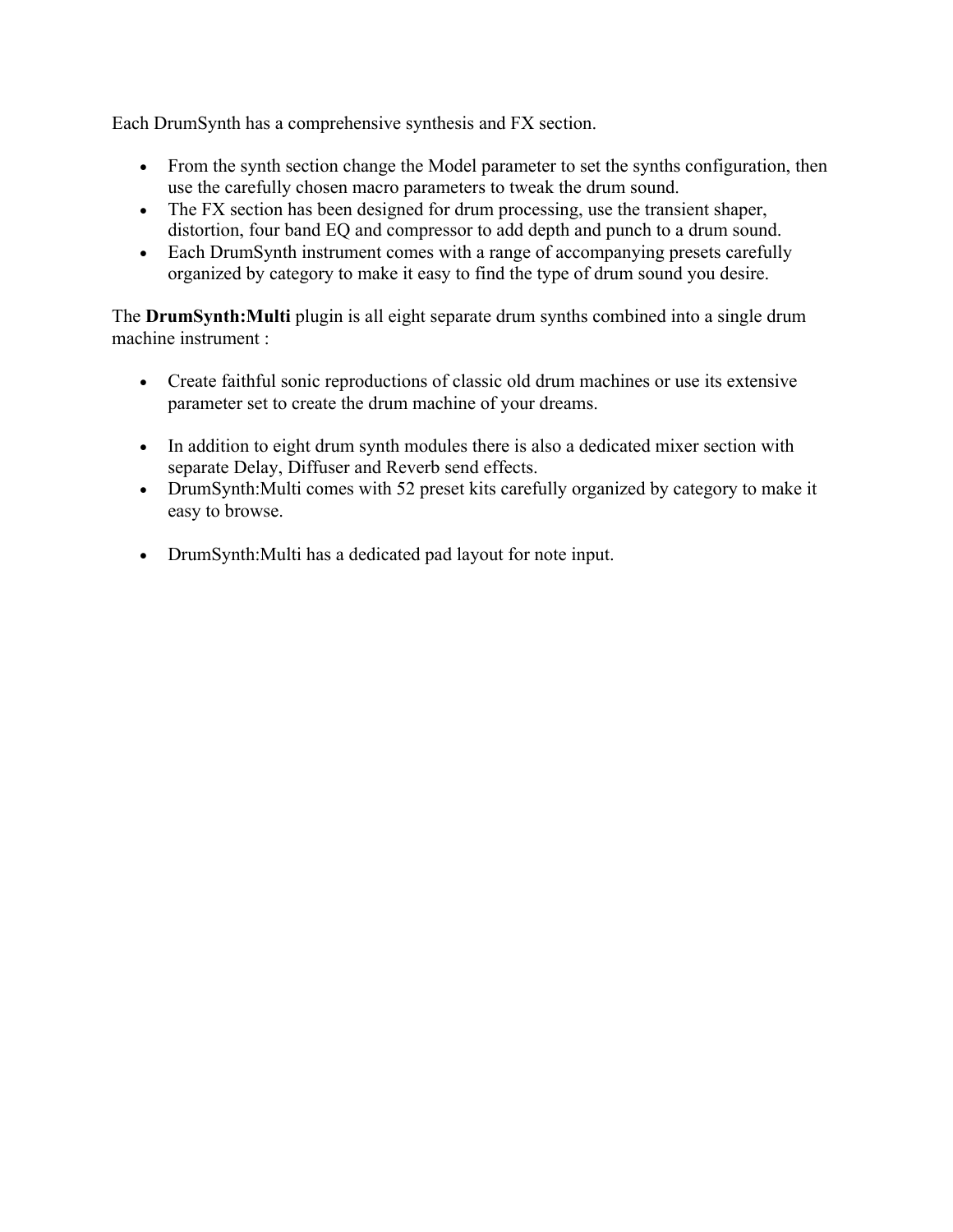Each DrumSynth has a comprehensive synthesis and FX section.

- From the synth section change the Model parameter to set the synths configuration, then use the carefully chosen macro parameters to tweak the drum sound.
- The FX section has been designed for drum processing, use the transient shaper, distortion, four band EQ and compressor to add depth and punch to a drum sound.
- Each DrumSynth instrument comes with a range of accompanying presets carefully organized by category to make it easy to find the type of drum sound you desire.

The **DrumSynth:Multi** plugin is all eight separate drum synths combined into a single drum machine instrument :

- Create faithful sonic reproductions of classic old drum machines or use its extensive parameter set to create the drum machine of your dreams.
- In addition to eight drum synth modules there is also a dedicated mixer section with separate Delay, Diffuser and Reverb send effects.
- DrumSynth:Multi comes with 52 preset kits carefully organized by category to make it easy to browse.
- DrumSynth:Multi has a dedicated pad layout for note input.